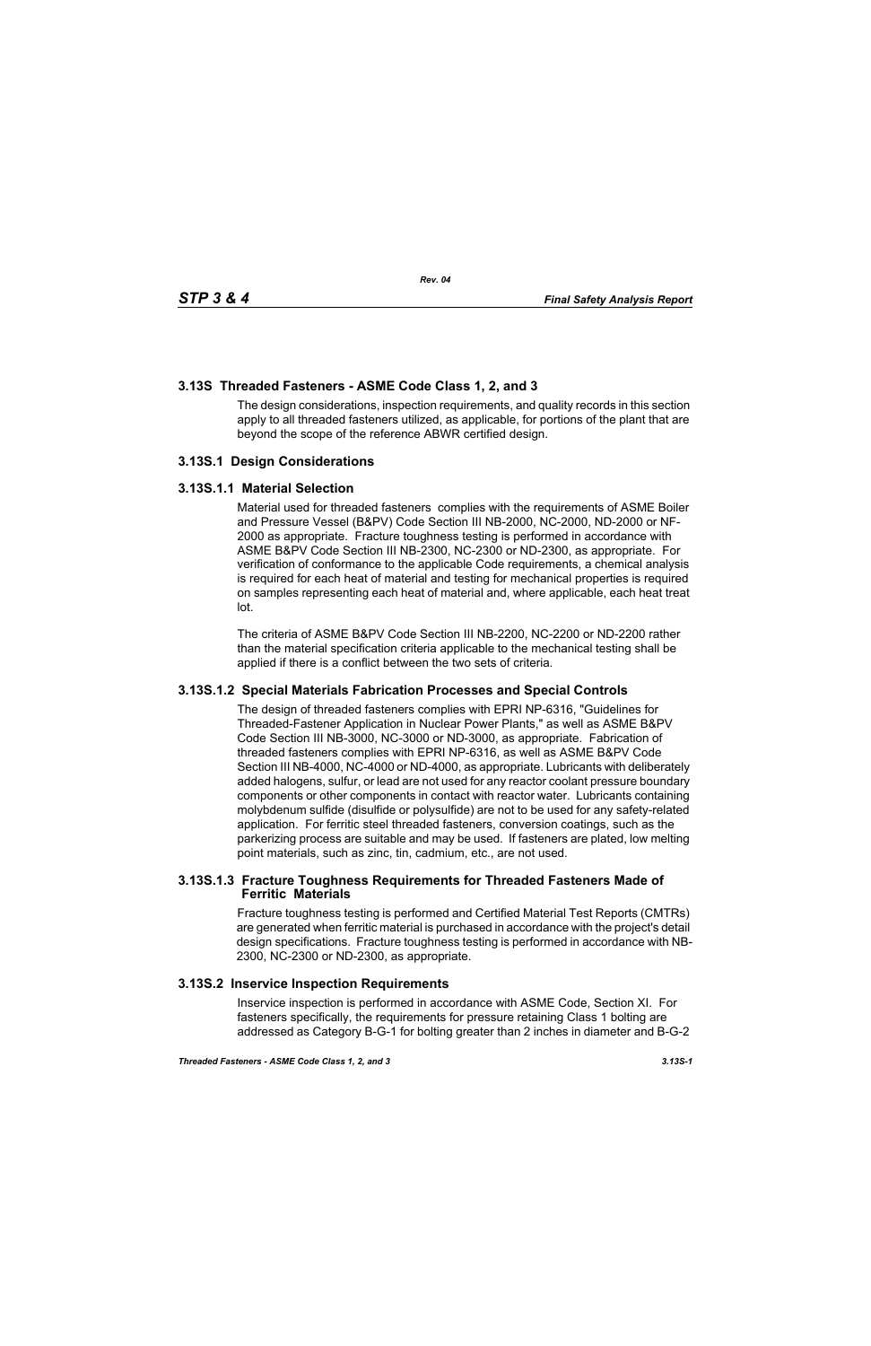## 3.13S Threaded Fasteners - ASME Code Class 1, 2, and 3

The design considerations, inspection requirements, and quality records in this section apply to all threaded fasteners utilized, as applicable, for portions of the plant that are beyond the scope of the reference ABWR certified design.

### 3.13S.1 Design Considerations

#### 3.13S.1.1 Material Selection

Material used for threaded fasteners complies with the requirements of ASME Boiler and Pressure Vessel (B&PV) Code Section III NB-2000, NC-2000, ND-2000 or NF-2000 as appropriate. Fracture toughness testing is performed in accordance with ASME B&PV Code Section III NB-2300, NC-2300 or ND-2300, as appropriate. For verification of conformance to the applicable Code requirements, a chemical analysis is required for each heat of material and testing for mechanical properties is required on samples representing each heat of material and, where applicable, each heat treat lot.

The criteria of ASME B&PV Code Section III NB-2200, NC-2200 or ND-2200 rather than the material specification criteria applicable to the mechanical testing shall be applied if there is a conflict between the two sets of criteria.

#### 3.13S.1.2 Special Materials Fabrication Processes and Special Controls

The design of threaded fasteners complies with EPRI NP-6316, "Guidelines for Threaded-Fastener Application in Nuclear Power Plants," as well as ASME B&PV Code Section III NB-3000, NC-3000 or ND-3000, as appropriate. Fabrication of threaded fasteners complies with EPRI NP-6316, as well as ASME B&PV Code Section III NB-4000, NC-4000 or ND-4000, as appropriate. Lubricants with deliberately added halogens, sulfur, or lead are not used for any reactor coolant pressure boundary components or other components in contact with reactor water. Lubricants containing molybdenum sulfide (disulfide or polysulfide) are not to be used for any safety-related application. For ferritic steel threaded fasteners, conversion coatings, such as the parkerizing process are suitable and may be used. If fasteners are plated, low melting point materials, such as zinc, tin, cadmium, etc., are not used.

#### 3.13S.1.3 Fracture Toughness Requirements for Threaded Fasteners Made of Ferritic Materials

Fracture toughness testing is performed and Certified Material Test Reports (CMTRs) are generated when ferritic material is purchased in accordance with the project's detail design specifications. Fracture toughness testing is performed in accordance with NB-2300, NC-2300 or ND-2300, as appropriate.

### 3.13S.2 Inservice Inspection Requirements

Inservice inspection is performed in accordance with ASME Code, Section XI. For fasteners specifically, the requirements for pressure retaining Class 1 bolting are addressed as Category B-G-1 for bolting greater than 2 inches in diameter and B-G-2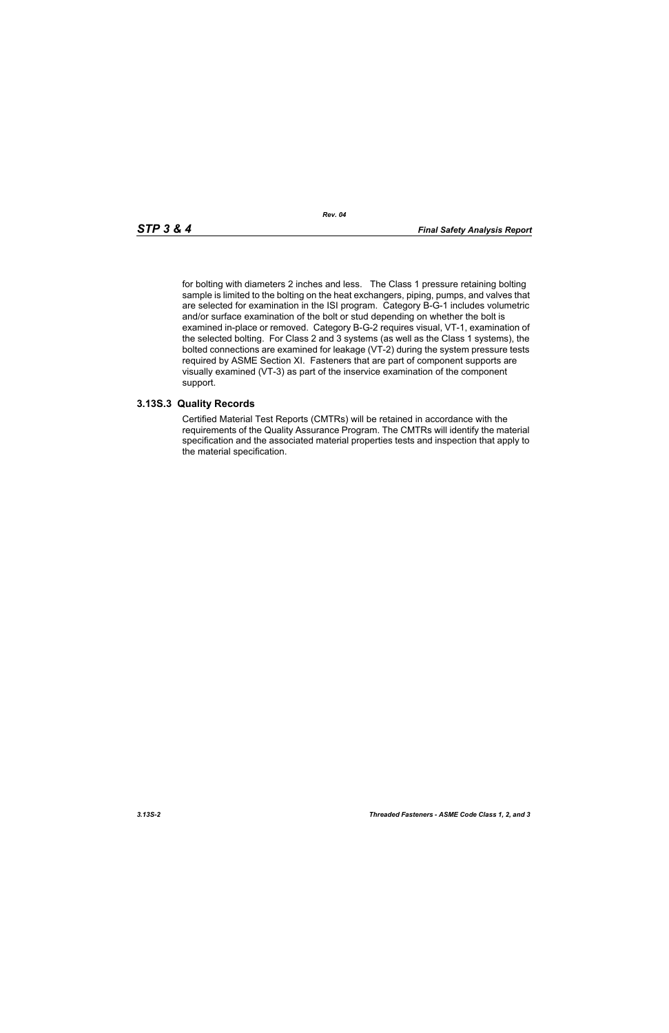for bolting with diameters 2 inches and less. The Class 1 pressure retaining bolting sample is limited to the bolting on the heat exchangers, piping, pumps, and valves that are selected for examination in the ISI program. Category B-G-1 includes volumetric and/or surface examination of the bolt or stud depending on whether the bolt is examined in-place or removed. Category B-G-2 requires visual, VT-1, examination of the selected bolting. For Class 2 and 3 systems (as well as the Class 1 systems), the bolted connections are examined for leakage (VT-2) during the system pressure tests required by ASME Section XI. Fasteners that are part of component supports are visually examined (VT-3) as part of the inservice examination of the component support.

### 3.13S.3 Quality Records

Certified Material Test Reports (CMTRs) will be retained in accordance with the requirements of the Quality Assurance Program. The CMTRs will identify the material specification and the associated material properties tests and inspection that apply to the material specification.